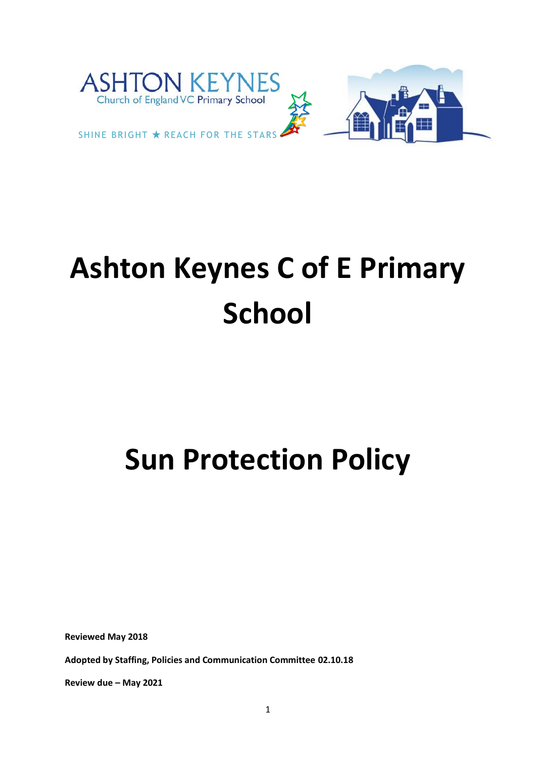ASHTON KEYNES
Church of England VC Primary School

SHINE BRIGHT ★ REACH FOR THE STARS

# Ashton Keynes C of E Primary School

# Sun Protection Policy

**Reviewed May 2018**

**Adopted by Staffing, Policies and Communication Committee 02.10.18**

**Review due – May 2021**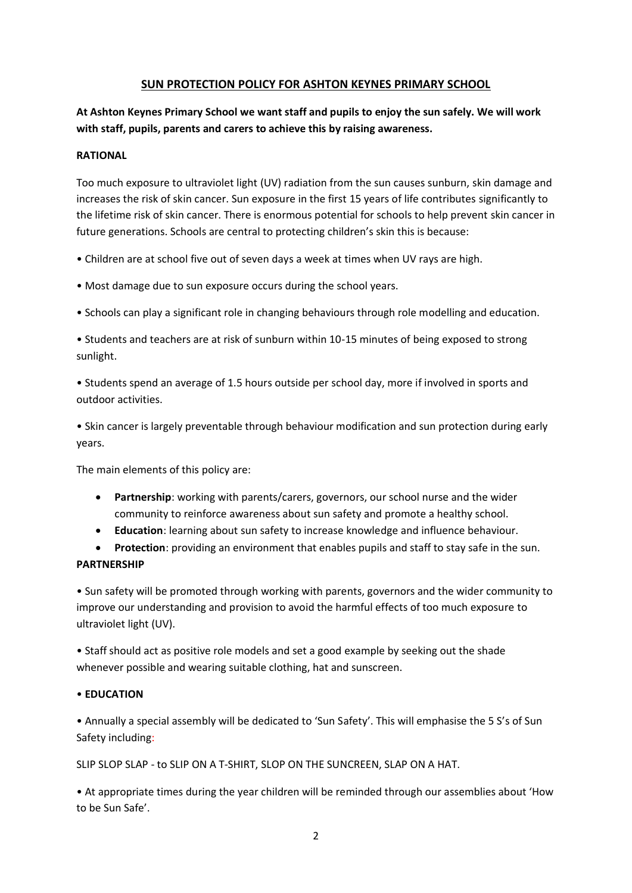## SUN PROTECTION POLICY FOR ASHTON KEYNES PRIMARY SCHOOL

**At Ashton Keynes Primary School we want staff and pupils to enjoy the sun safely. We will work with staff, pupils, parents and carers to achieve this by raising awareness.**

**RATIONAL**

Too much exposure to ultraviolet light (UV) radiation from the sun causes sunburn, skin damage and increases the risk of skin cancer. Sun exposure in the first 15 years of life contributes significantly to the lifetime risk of skin cancer. There is enormous potential for schools to help prevent skin cancer in future generations. Schools are central to protecting children's skin this is because:

• Children are at school five out of seven days a week at times when UV rays are high.

• Most damage due to sun exposure occurs during the school years.

• Schools can play a significant role in changing behaviours through role modelling and education.

• Students and teachers are at risk of sunburn within 10-15 minutes of being exposed to strong sunlight.

• Students spend an average of 1.5 hours outside per school day, more if involved in sports and outdoor activities.

• Skin cancer is largely preventable through behaviour modification and sun protection during early years.

The main elements of this policy are:

- **Partnership**: working with parents/carers, governors, our school nurse and the wider community to reinforce awareness about sun safety and promote a healthy school.
- **Education**: learning about sun safety to increase knowledge and influence behaviour.
- **Protection**: providing an environment that enables pupils and staff to stay safe in the sun.

**PARTNERSHIP**

• Sun safety will be promoted through working with parents, governors and the wider community to improve our understanding and provision to avoid the harmful effects of too much exposure to ultraviolet light (UV).

• Staff should act as positive role models and set a good example by seeking out the shade whenever possible and wearing suitable clothing, hat and sunscreen.

• **EDUCATION**

• Annually a special assembly will be dedicated to 'Sun Safety'. This will emphasise the 5 S's of Sun Safety including:

SLIP SLOP SLAP - to SLIP ON A T-SHIRT, SLOP ON THE SUNCREEN, SLAP ON A HAT.

• At appropriate times during the year children will be reminded through our assemblies about 'How to be Sun Safe'.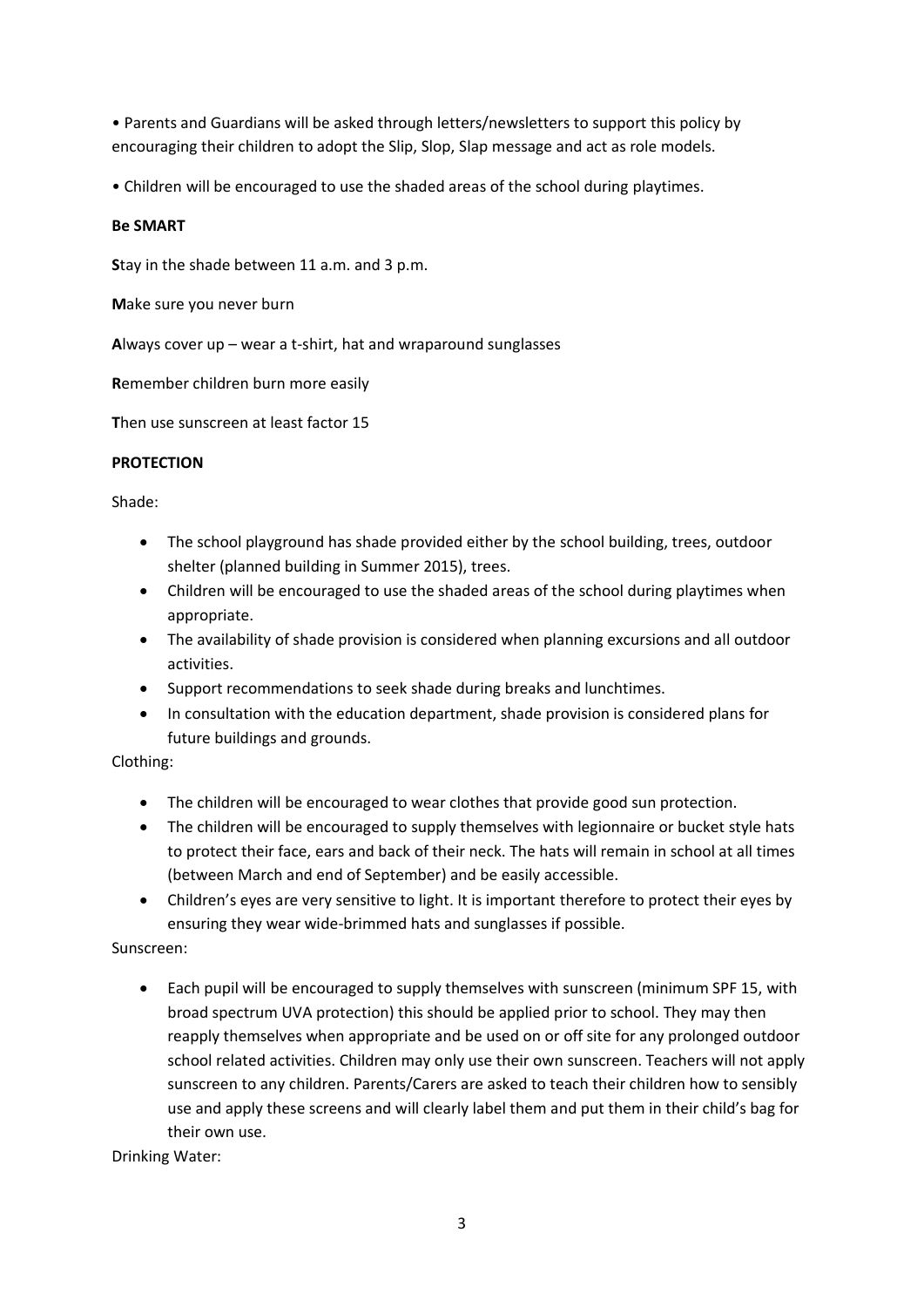- Parents and Guardians will be asked through letters/newsletters to support this policy by encouraging their children to adopt the Slip, Slop, Slap message and act as role models.

- Children will be encouraged to use the shaded areas of the school during playtimes.

**Be SMART**

**S**tay in the shade between 11 a.m. and 3 p.m.

**M**ake sure you never burn

**A**lways cover up – wear a t-shirt, hat and wraparound sunglasses

**R**emember children burn more easily

**T**hen use sunscreen at least factor 15

**PROTECTION**

Shade:

- The school playground has shade provided either by the school building, trees, outdoor shelter (planned building in Summer 2015), trees.
- Children will be encouraged to use the shaded areas of the school during playtimes when appropriate.
- The availability of shade provision is considered when planning excursions and all outdoor activities.
- Support recommendations to seek shade during breaks and lunchtimes.
- In consultation with the education department, shade provision is considered plans for future buildings and grounds.

Clothing:

- The children will be encouraged to wear clothes that provide good sun protection.
- The children will be encouraged to supply themselves with legionnaire or bucket style hats to protect their face, ears and back of their neck. The hats will remain in school at all times (between March and end of September) and be easily accessible.
- Children's eyes are very sensitive to light. It is important therefore to protect their eyes by ensuring they wear wide-brimmed hats and sunglasses if possible.

Sunscreen:

- Each pupil will be encouraged to supply themselves with sunscreen (minimum SPF 15, with broad spectrum UVA protection) this should be applied prior to school. They may then reapply themselves when appropriate and be used on or off site for any prolonged outdoor school related activities. Children may only use their own sunscreen. Teachers will not apply sunscreen to any children. Parents/Carers are asked to teach their children how to sensibly use and apply these screens and will clearly label them and put them in their child's bag for their own use.

Drinking Water: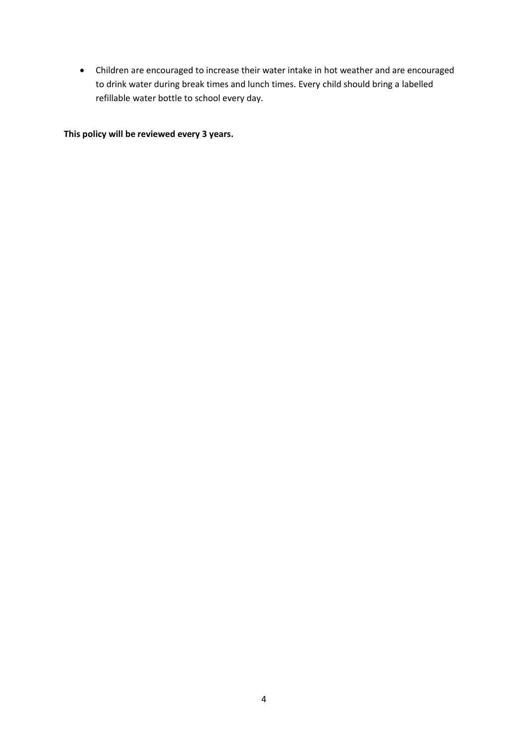- Children are encouraged to increase their water intake in hot weather and are encouraged to drink water during break times and lunch times. Every child should bring a labelled refillable water bottle to school every day.

**This policy will be reviewed every 3 years.**